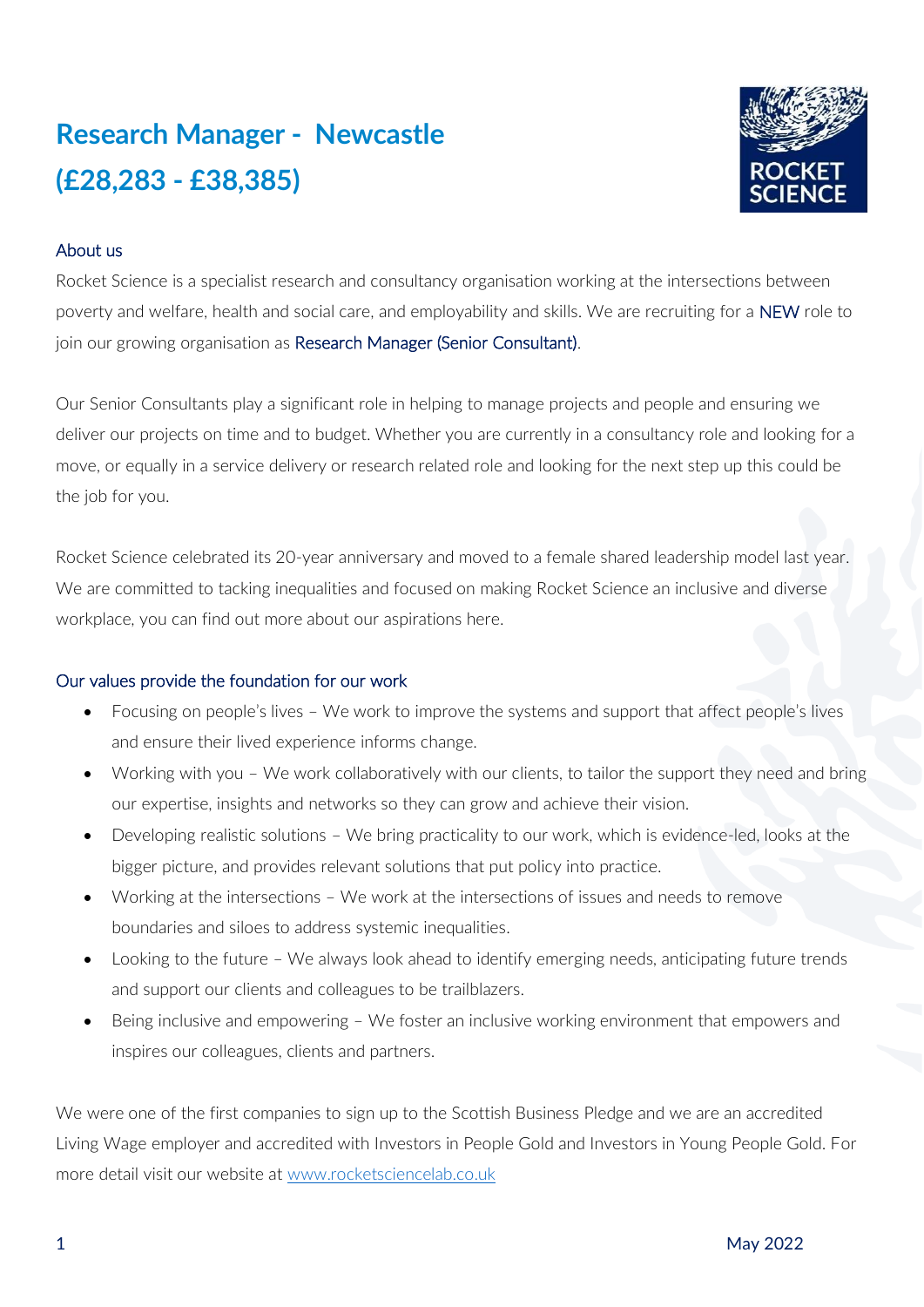# Research Manager - Newcastle
# (£28,283 - £38,385)

### About us

Rocket Science is a specialist research and consultancy organisation working at the intersections between poverty and welfare, health and social care, and employability and skills. We are recruiting for a NEW role to join our growing organisation as Research Manager (Senior Consultant).

Our Senior Consultants play a significant role in helping to manage projects and people and ensuring we deliver our projects on time and to budget. Whether you are currently in a consultancy role and looking for a move, or equally in a service delivery or research related role and looking for the next step up this could be the job for you.

Rocket Science celebrated its 20-year anniversary and moved to a female shared leadership model last year. We are committed to tacking inequalities and focused on making Rocket Science an inclusive and diverse workplace, you can find out more about our aspirations here.

### Our values provide the foundation for our work

- Focusing on people's lives – We work to improve the systems and support that affect people's lives and ensure their lived experience informs change.
- Working with you – We work collaboratively with our clients, to tailor the support they need and bring our expertise, insights and networks so they can grow and achieve their vision.
- Developing realistic solutions – We bring practicality to our work, which is evidence-led, looks at the bigger picture, and provides relevant solutions that put policy into practice.
- Working at the intersections – We work at the intersections of issues and needs to remove boundaries and siloes to address systemic inequalities.
- Looking to the future – We always look ahead to identify emerging needs, anticipating future trends and support our clients and colleagues to be trailblazers.
- Being inclusive and empowering – We foster an inclusive working environment that empowers and inspires our colleagues, clients and partners.

We were one of the first companies to sign up to the Scottish Business Pledge and we are an accredited Living Wage employer and accredited with Investors in People Gold and Investors in Young People Gold. For more detail visit our website at www.rocketsciencelab.co.uk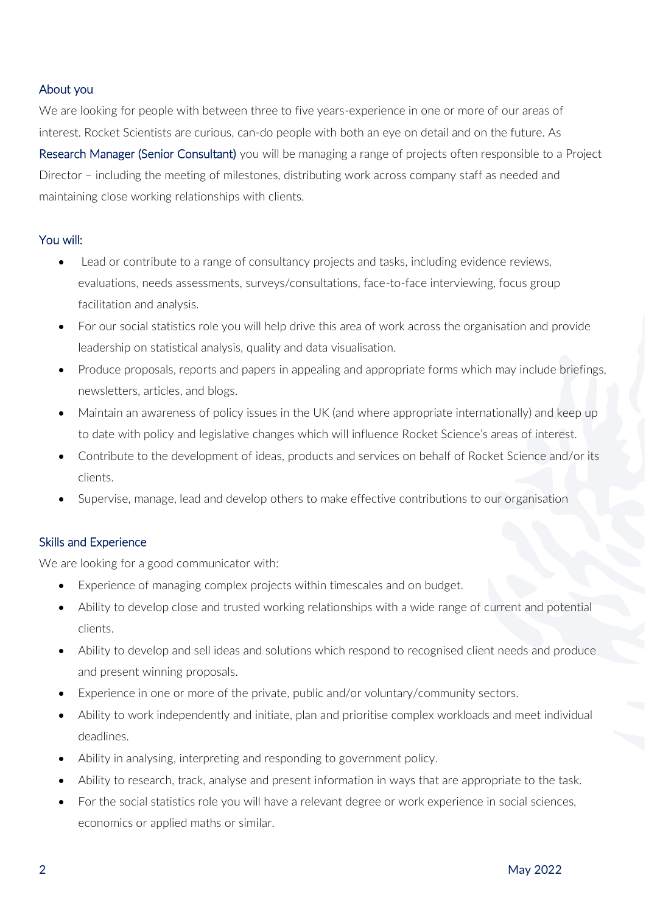## About you

We are looking for people with between three to five years-experience in one or more of our areas of interest. Rocket Scientists are curious, can-do people with both an eye on detail and on the future. As Research Manager (Senior Consultant) you will be managing a range of projects often responsible to a Project Director – including the meeting of milestones, distributing work across company staff as needed and maintaining close working relationships with clients.

## You will:

- Lead or contribute to a range of consultancy projects and tasks, including evidence reviews, evaluations, needs assessments, surveys/consultations, face-to-face interviewing, focus group facilitation and analysis.
- For our social statistics role you will help drive this area of work across the organisation and provide leadership on statistical analysis, quality and data visualisation.
- Produce proposals, reports and papers in appealing and appropriate forms which may include briefings, newsletters, articles, and blogs.
- Maintain an awareness of policy issues in the UK (and where appropriate internationally) and keep up to date with policy and legislative changes which will influence Rocket Science's areas of interest.
- Contribute to the development of ideas, products and services on behalf of Rocket Science and/or its clients.
- Supervise, manage, lead and develop others to make effective contributions to our organisation

## Skills and Experience

We are looking for a good communicator with:

- Experience of managing complex projects within timescales and on budget.
- Ability to develop close and trusted working relationships with a wide range of current and potential clients.
- Ability to develop and sell ideas and solutions which respond to recognised client needs and produce and present winning proposals.
- Experience in one or more of the private, public and/or voluntary/community sectors.
- Ability to work independently and initiate, plan and prioritise complex workloads and meet individual deadlines.
- Ability in analysing, interpreting and responding to government policy.
- Ability to research, track, analyse and present information in ways that are appropriate to the task.
- For the social statistics role you will have a relevant degree or work experience in social sciences, economics or applied maths or similar.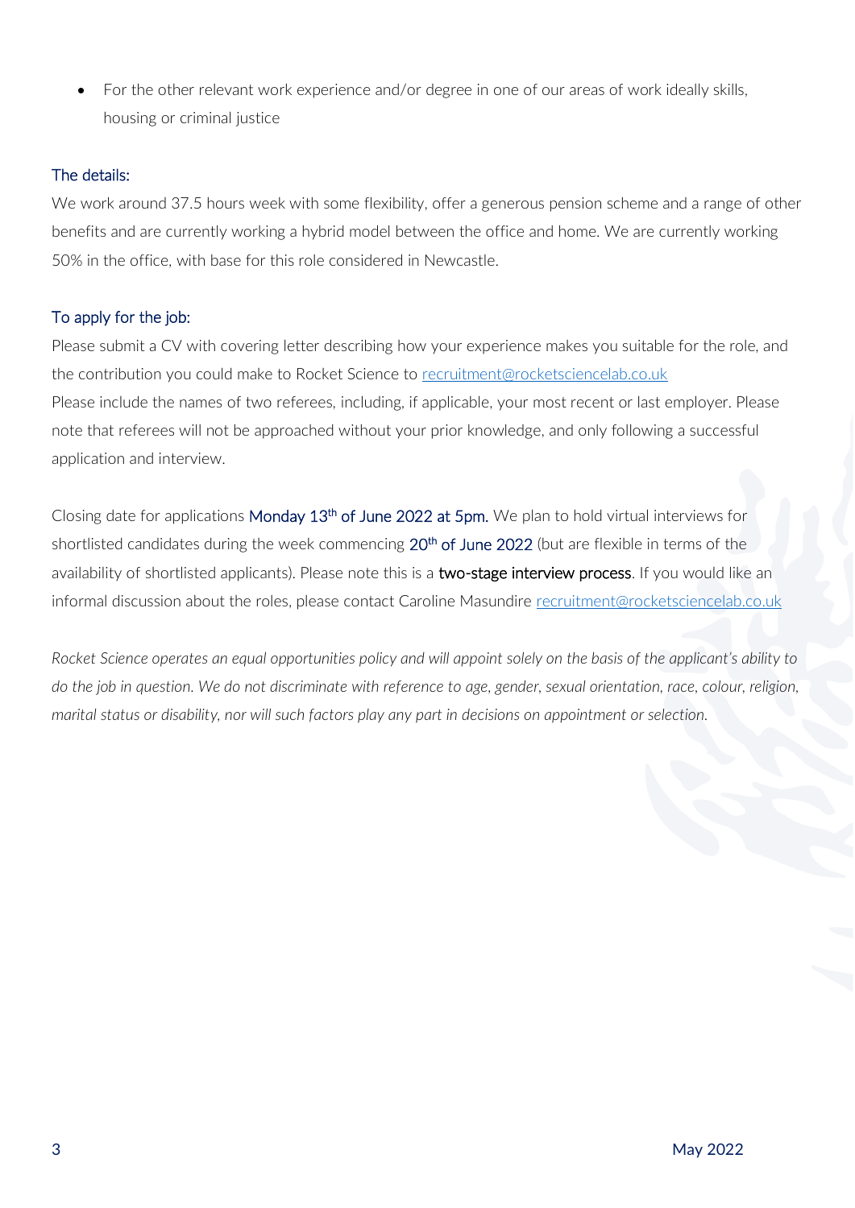- For the other relevant work experience and/or degree in one of our areas of work ideally skills, housing or criminal justice

### The details:

We work around 37.5 hours week with some flexibility, offer a generous pension scheme and a range of other benefits and are currently working a hybrid model between the office and home. We are currently working 50% in the office, with base for this role considered in Newcastle.

### To apply for the job:

Please submit a CV with covering letter describing how your experience makes you suitable for the role, and the contribution you could make to Rocket Science to recruitment@rocketsciencelab.co.uk
Please include the names of two referees, including, if applicable, your most recent or last employer. Please note that referees will not be approached without your prior knowledge, and only following a successful application and interview.

Closing date for applications Monday 13th of June 2022 at 5pm. We plan to hold virtual interviews for shortlisted candidates during the week commencing 20th of June 2022 (but are flexible in terms of the availability of shortlisted applicants). Please note this is a **two-stage interview process**. If you would like an informal discussion about the roles, please contact Caroline Masundire recruitment@rocketsciencelab.co.uk

*Rocket Science operates an equal opportunities policy and will appoint solely on the basis of the applicant's ability to do the job in question. We do not discriminate with reference to age, gender, sexual orientation, race, colour, religion, marital status or disability, nor will such factors play any part in decisions on appointment or selection.*